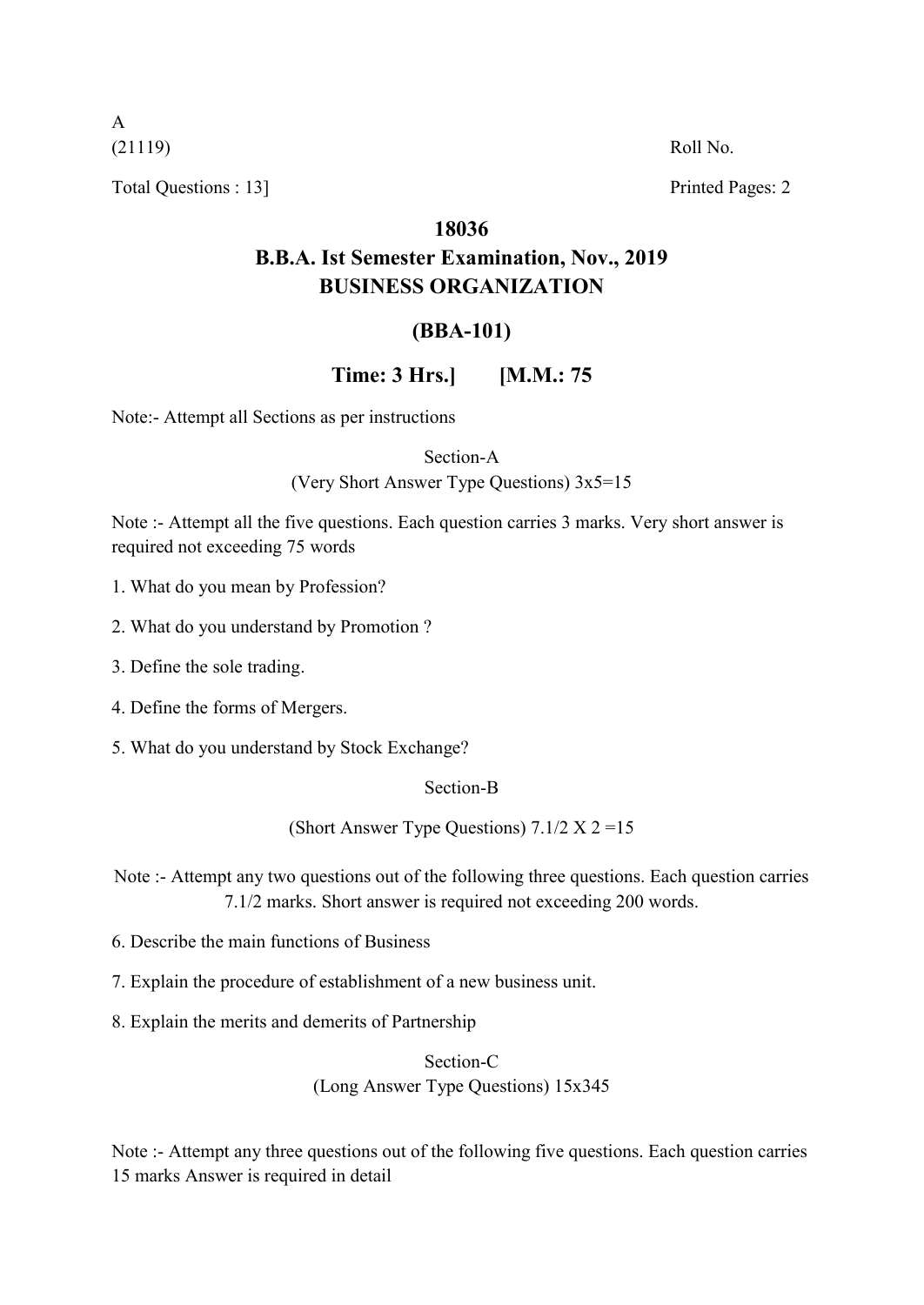A

(21119) Roll No.

Total Questions : 13] Printed Pages: 2

# 18036

## B.B.A. Ist Semester Examination, Nov., 2019
## BUSINESS ORGANIZATION

## (BBA-101)

**Time: 3 Hrs.] [M.M.: 75**

Note:- Attempt all Sections as per instructions

### Section-A

(Very Short Answer Type Questions) 3x5=15

Note :- Attempt all the five questions. Each question carries 3 marks. Very short answer is required not exceeding 75 words

1. What do you mean by Profession?

2. What do you understand by Promotion ?

3. Define the sole trading.

4. Define the forms of Mergers.

5. What do you understand by Stock Exchange?

### Section-B

(Short Answer Type Questions) 7.1/2 X 2 =15

Note :- Attempt any two questions out of the following three questions. Each question carries 7.1/2 marks. Short answer is required not exceeding 200 words.

6. Describe the main functions of Business

7. Explain the procedure of establishment of a new business unit.

8. Explain the merits and demerits of Partnership

### Section-C

(Long Answer Type Questions) 15x345

Note :- Attempt any three questions out of the following five questions. Each question carries 15 marks Answer is required in detail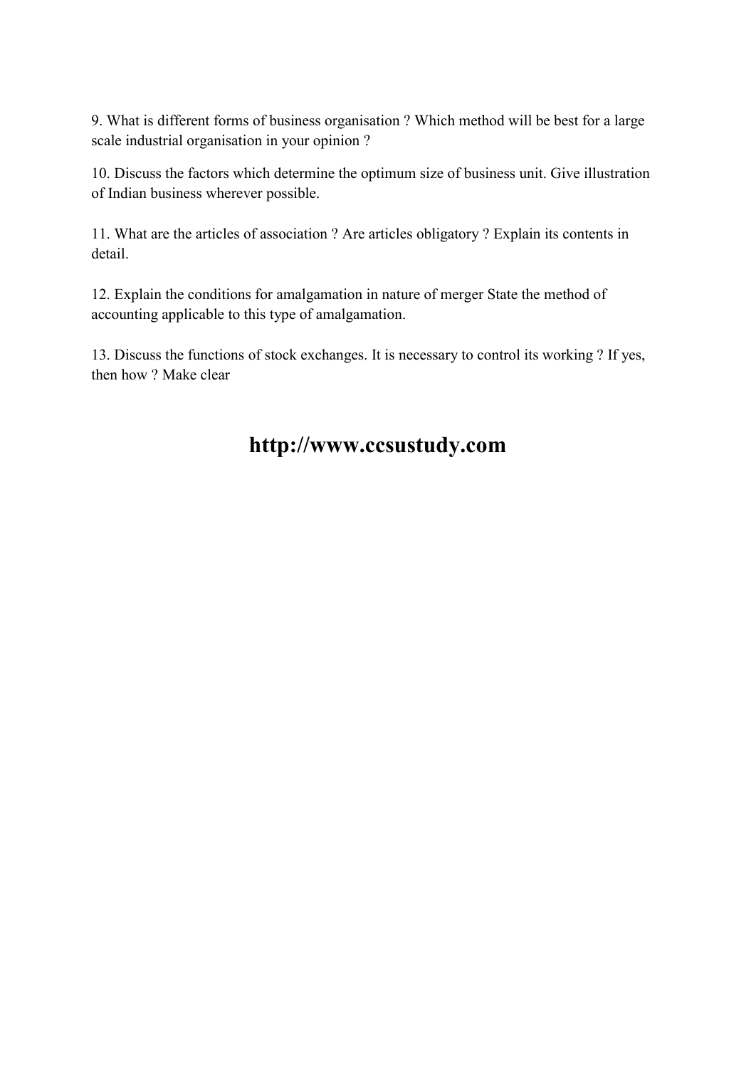9. What is different forms of business organisation ? Which method will be best for a large scale industrial organisation in your opinion ?

10. Discuss the factors which determine the optimum size of business unit. Give illustration of Indian business wherever possible.

11. What are the articles of association ? Are articles obligatory ? Explain its contents in detail.

12. Explain the conditions for amalgamation in nature of merger State the method of accounting applicable to this type of amalgamation.

13. Discuss the functions of stock exchanges. It is necessary to control its working ? If yes, then how ? Make clear

**http://www.ccsustudy.com**